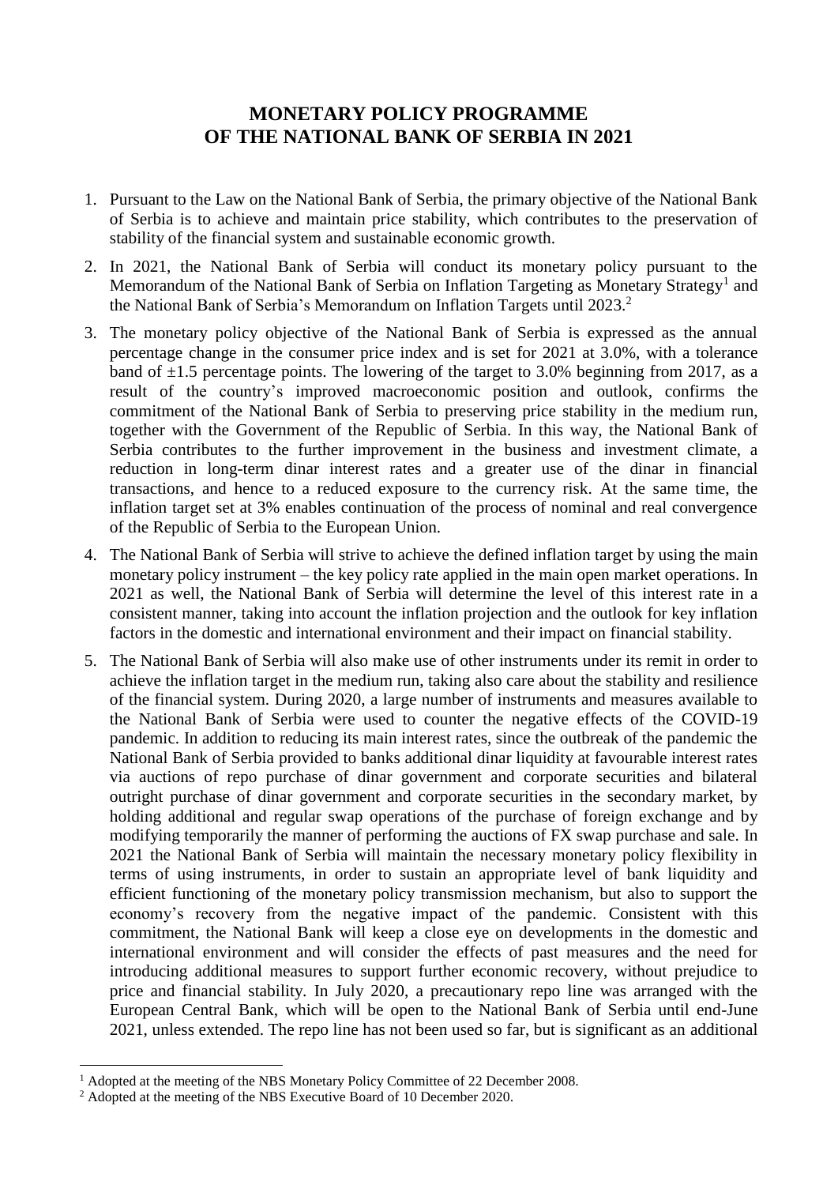# MONETARY POLICY PROGRAMME OF THE NATIONAL BANK OF SERBIA IN 2021

1. Pursuant to the Law on the National Bank of Serbia, the primary objective of the National Bank of Serbia is to achieve and maintain price stability, which contributes to the preservation of stability of the financial system and sustainable economic growth.

2. In 2021, the National Bank of Serbia will conduct its monetary policy pursuant to the Memorandum of the National Bank of Serbia on Inflation Targeting as Monetary Strategy[1] and the National Bank of Serbia's Memorandum on Inflation Targets until 2023.[2]

3. The monetary policy objective of the National Bank of Serbia is expressed as the annual percentage change in the consumer price index and is set for 2021 at 3.0%, with a tolerance band of ±1.5 percentage points. The lowering of the target to 3.0% beginning from 2017, as a result of the country's improved macroeconomic position and outlook, confirms the commitment of the National Bank of Serbia to preserving price stability in the medium run, together with the Government of the Republic of Serbia. In this way, the National Bank of Serbia contributes to the further improvement in the business and investment climate, a reduction in long-term dinar interest rates and a greater use of the dinar in financial transactions, and hence to a reduced exposure to the currency risk. At the same time, the inflation target set at 3% enables continuation of the process of nominal and real convergence of the Republic of Serbia to the European Union.

4. The National Bank of Serbia will strive to achieve the defined inflation target by using the main monetary policy instrument – the key policy rate applied in the main open market operations. In 2021 as well, the National Bank of Serbia will determine the level of this interest rate in a consistent manner, taking into account the inflation projection and the outlook for key inflation factors in the domestic and international environment and their impact on financial stability.

5. The National Bank of Serbia will also make use of other instruments under its remit in order to achieve the inflation target in the medium run, taking also care about the stability and resilience of the financial system. During 2020, a large number of instruments and measures available to the National Bank of Serbia were used to counter the negative effects of the COVID-19 pandemic. In addition to reducing its main interest rates, since the outbreak of the pandemic the National Bank of Serbia provided to banks additional dinar liquidity at favourable interest rates via auctions of repo purchase of dinar government and corporate securities and bilateral outright purchase of dinar government and corporate securities in the secondary market, by holding additional and regular swap operations of the purchase of foreign exchange and by modifying temporarily the manner of performing the auctions of FX swap purchase and sale. In 2021 the National Bank of Serbia will maintain the necessary monetary policy flexibility in terms of using instruments, in order to sustain an appropriate level of bank liquidity and efficient functioning of the monetary policy transmission mechanism, but also to support the economy's recovery from the negative impact of the pandemic. Consistent with this commitment, the National Bank will keep a close eye on developments in the domestic and international environment and will consider the effects of past measures and the need for introducing additional measures to support further economic recovery, without prejudice to price and financial stability. In July 2020, a precautionary repo line was arranged with the European Central Bank, which will be open to the National Bank of Serbia until end-June 2021, unless extended. The repo line has not been used so far, but is significant as an additional

---

[1] Adopted at the meeting of the NBS Monetary Policy Committee of 22 December 2008.

[2] Adopted at the meeting of the NBS Executive Board of 10 December 2020.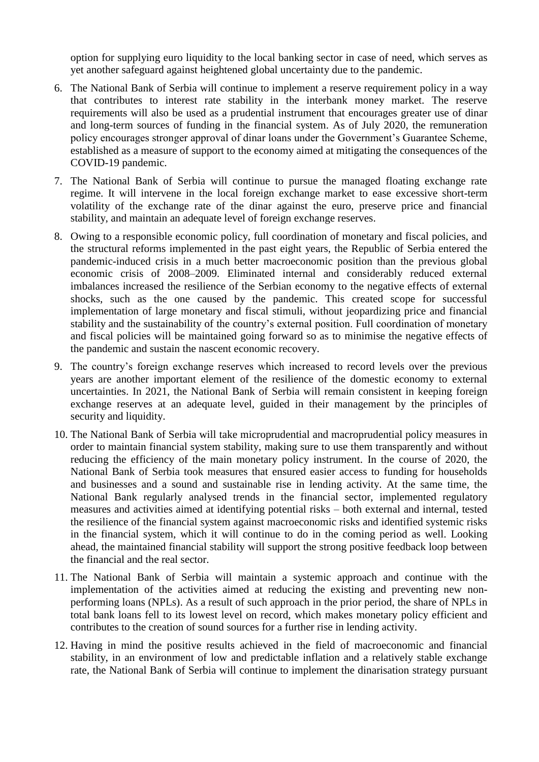option for supplying euro liquidity to the local banking sector in case of need, which serves as yet another safeguard against heightened global uncertainty due to the pandemic.

6. The National Bank of Serbia will continue to implement a reserve requirement policy in a way that contributes to interest rate stability in the interbank money market. The reserve requirements will also be used as a prudential instrument that encourages greater use of dinar and long-term sources of funding in the financial system. As of July 2020, the remuneration policy encourages stronger approval of dinar loans under the Government's Guarantee Scheme, established as a measure of support to the economy aimed at mitigating the consequences of the COVID-19 pandemic.

7. The National Bank of Serbia will continue to pursue the managed floating exchange rate regime. It will intervene in the local foreign exchange market to ease excessive short-term volatility of the exchange rate of the dinar against the euro, preserve price and financial stability, and maintain an adequate level of foreign exchange reserves.

8. Owing to a responsible economic policy, full coordination of monetary and fiscal policies, and the structural reforms implemented in the past eight years, the Republic of Serbia entered the pandemic-induced crisis in a much better macroeconomic position than the previous global economic crisis of 2008–2009. Eliminated internal and considerably reduced external imbalances increased the resilience of the Serbian economy to the negative effects of external shocks, such as the one caused by the pandemic. This created scope for successful implementation of large monetary and fiscal stimuli, without jeopardizing price and financial stability and the sustainability of the country's external position. Full coordination of monetary and fiscal policies will be maintained going forward so as to minimise the negative effects of the pandemic and sustain the nascent economic recovery.

9. The country's foreign exchange reserves which increased to record levels over the previous years are another important element of the resilience of the domestic economy to external uncertainties. In 2021, the National Bank of Serbia will remain consistent in keeping foreign exchange reserves at an adequate level, guided in their management by the principles of security and liquidity.

10. The National Bank of Serbia will take microprudential and macroprudential policy measures in order to maintain financial system stability, making sure to use them transparently and without reducing the efficiency of the main monetary policy instrument. In the course of 2020, the National Bank of Serbia took measures that ensured easier access to funding for households and businesses and a sound and sustainable rise in lending activity. At the same time, the National Bank regularly analysed trends in the financial sector, implemented regulatory measures and activities aimed at identifying potential risks – both external and internal, tested the resilience of the financial system against macroeconomic risks and identified systemic risks in the financial system, which it will continue to do in the coming period as well. Looking ahead, the maintained financial stability will support the strong positive feedback loop between the financial and the real sector.

11. The National Bank of Serbia will maintain a systemic approach and continue with the implementation of the activities aimed at reducing the existing and preventing new non-performing loans (NPLs). As a result of such approach in the prior period, the share of NPLs in total bank loans fell to its lowest level on record, which makes monetary policy efficient and contributes to the creation of sound sources for a further rise in lending activity.

12. Having in mind the positive results achieved in the field of macroeconomic and financial stability, in an environment of low and predictable inflation and a relatively stable exchange rate, the National Bank of Serbia will continue to implement the dinarisation strategy pursuant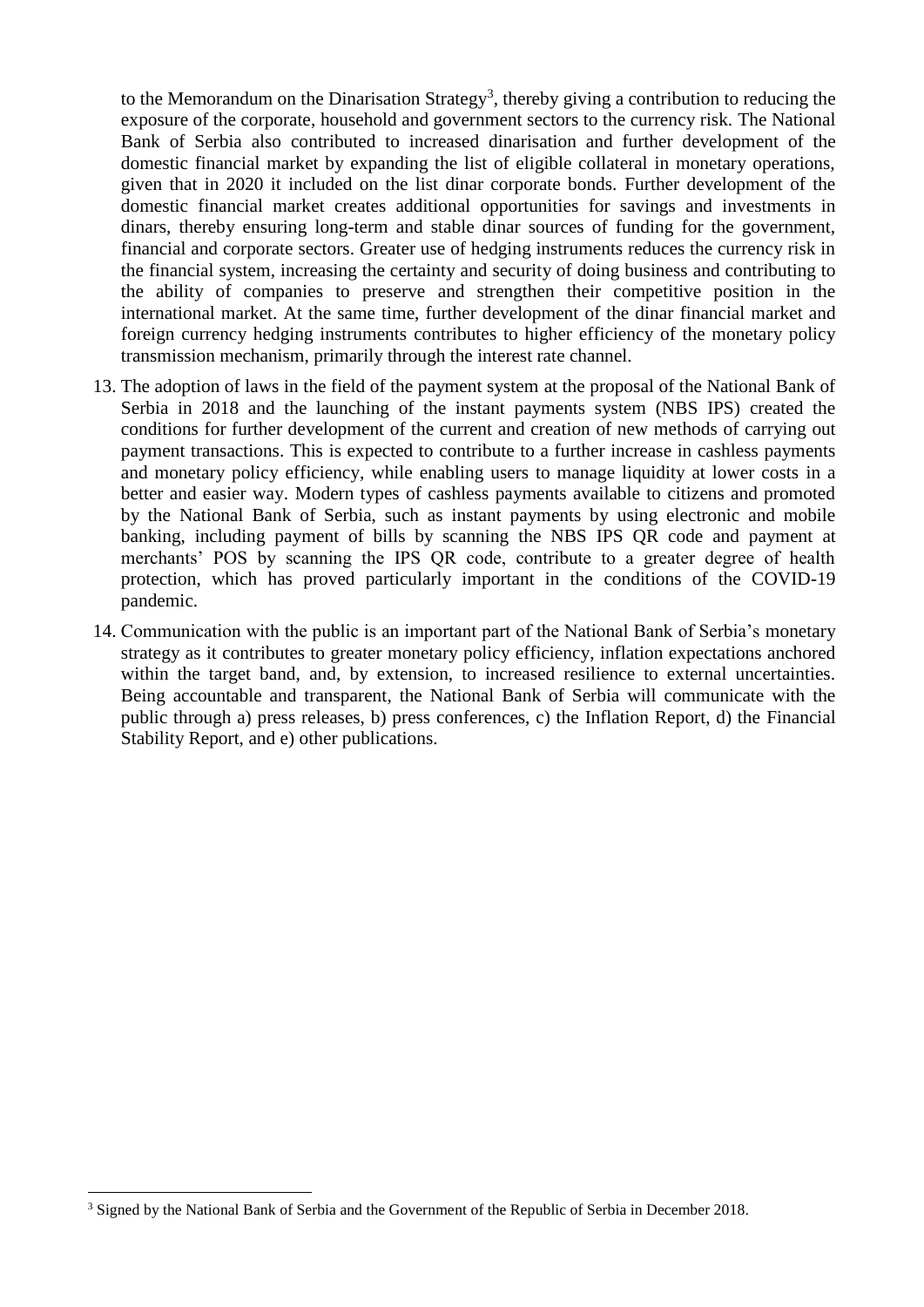to the Memorandum on the Dinarisation Strategy[3], thereby giving a contribution to reducing the exposure of the corporate, household and government sectors to the currency risk. The National Bank of Serbia also contributed to increased dinarisation and further development of the domestic financial market by expanding the list of eligible collateral in monetary operations, given that in 2020 it included on the list dinar corporate bonds. Further development of the domestic financial market creates additional opportunities for savings and investments in dinars, thereby ensuring long-term and stable dinar sources of funding for the government, financial and corporate sectors. Greater use of hedging instruments reduces the currency risk in the financial system, increasing the certainty and security of doing business and contributing to the ability of companies to preserve and strengthen their competitive position in the international market. At the same time, further development of the dinar financial market and foreign currency hedging instruments contributes to higher efficiency of the monetary policy transmission mechanism, primarily through the interest rate channel.

13. The adoption of laws in the field of the payment system at the proposal of the National Bank of Serbia in 2018 and the launching of the instant payments system (NBS IPS) created the conditions for further development of the current and creation of new methods of carrying out payment transactions. This is expected to contribute to a further increase in cashless payments and monetary policy efficiency, while enabling users to manage liquidity at lower costs in a better and easier way. Modern types of cashless payments available to citizens and promoted by the National Bank of Serbia, such as instant payments by using electronic and mobile banking, including payment of bills by scanning the NBS IPS QR code and payment at merchants' POS by scanning the IPS QR code, contribute to a greater degree of health protection, which has proved particularly important in the conditions of the COVID-19 pandemic.

14. Communication with the public is an important part of the National Bank of Serbia's monetary strategy as it contributes to greater monetary policy efficiency, inflation expectations anchored within the target band, and, by extension, to increased resilience to external uncertainties. Being accountable and transparent, the National Bank of Serbia will communicate with the public through a) press releases, b) press conferences, c) the Inflation Report, d) the Financial Stability Report, and e) other publications.

[3] Signed by the National Bank of Serbia and the Government of the Republic of Serbia in December 2018.